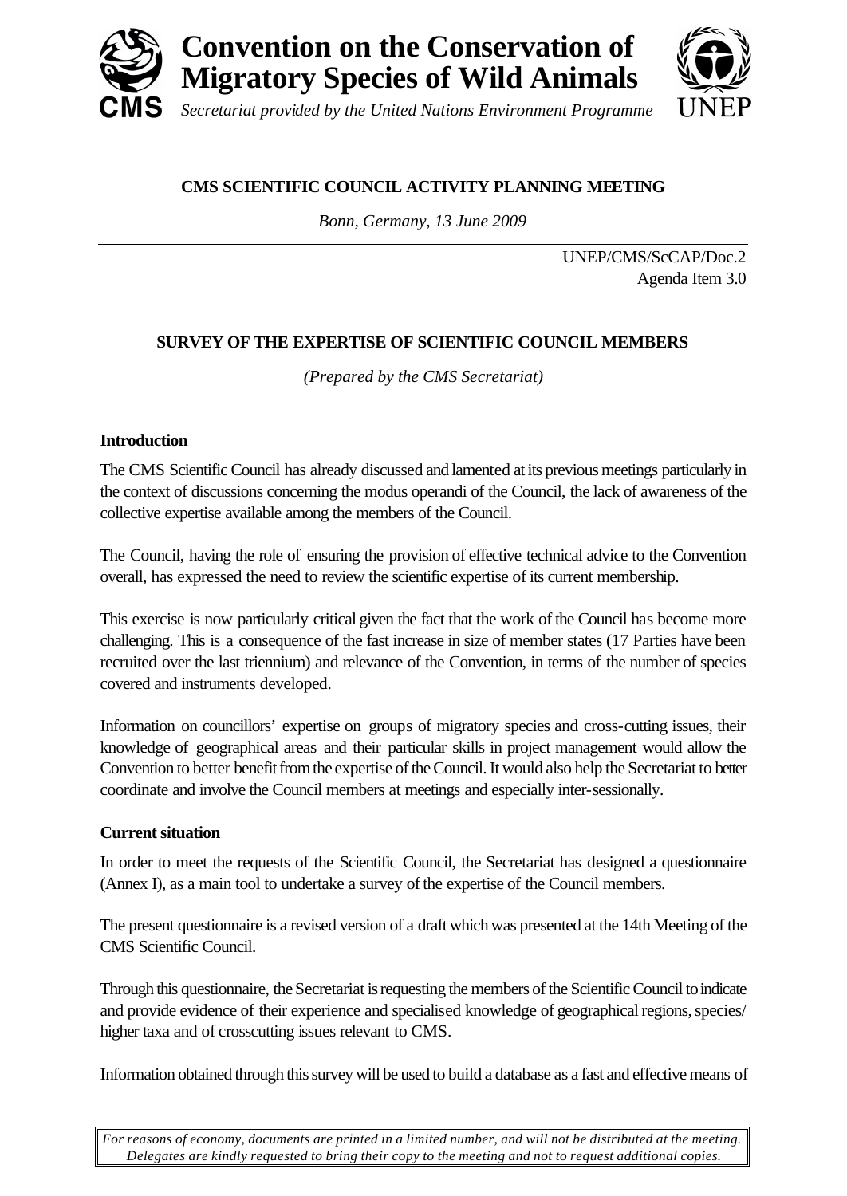# Convention on the Conservation of Migratory Species of Wild Animals

*Secretariat provided by the United Nations Environment Programme*

**CMS SCIENTIFIC COUNCIL ACTIVITY PLANNING MEETING**

*Bonn, Germany, 13 June 2009*

UNEP/CMS/ScCAP/Doc.2
Agenda Item 3.0

## SURVEY OF THE EXPERTISE OF SCIENTIFIC COUNCIL MEMBERS

*(Prepared by the CMS Secretariat)*

### Introduction

The CMS Scientific Council has already discussed and lamented at its previous meetings particularly in the context of discussions concerning the modus operandi of the Council, the lack of awareness of the collective expertise available among the members of the Council.

The Council, having the role of ensuring the provision of effective technical advice to the Convention overall, has expressed the need to review the scientific expertise of its current membership.

This exercise is now particularly critical given the fact that the work of the Council has become more challenging. This is a consequence of the fast increase in size of member states (17 Parties have been recruited over the last triennium) and relevance of the Convention, in terms of the number of species covered and instruments developed.

Information on councillors' expertise on groups of migratory species and cross-cutting issues, their knowledge of geographical areas and their particular skills in project management would allow the Convention to better benefit from the expertise of the Council. It would also help the Secretariat to better coordinate and involve the Council members at meetings and especially inter-sessionally.

### Current situation

In order to meet the requests of the Scientific Council, the Secretariat has designed a questionnaire (Annex I), as a main tool to undertake a survey of the expertise of the Council members.

The present questionnaire is a revised version of a draft which was presented at the 14th Meeting of the CMS Scientific Council.

Through this questionnaire, the Secretariat is requesting the members of the Scientific Council to indicate and provide evidence of their experience and specialised knowledge of geographical regions, species/ higher taxa and of crosscutting issues relevant to CMS.

Information obtained through this survey will be used to build a database as a fast and effective means of

*For reasons of economy, documents are printed in a limited number, and will not be distributed at the meeting. Delegates are kindly requested to bring their copy to the meeting and not to request additional copies.*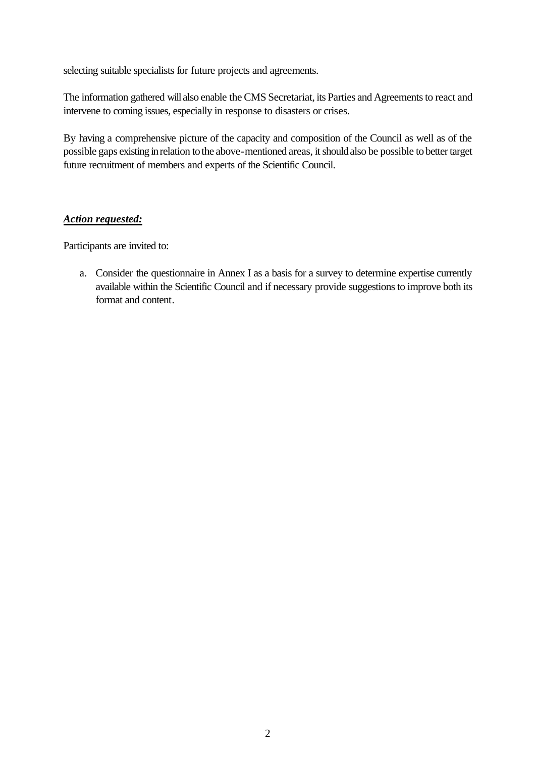selecting suitable specialists for future projects and agreements.

The information gathered will also enable the CMS Secretariat, its Parties and Agreements to react and intervene to coming issues, especially in response to disasters or crises.

By having a comprehensive picture of the capacity and composition of the Council as well as of the possible gaps existing in relation to the above-mentioned areas, it should also be possible to better target future recruitment of members and experts of the Scientific Council.

***Action requested:***

Participants are invited to:

a. Consider the questionnaire in Annex I as a basis for a survey to determine expertise currently available within the Scientific Council and if necessary provide suggestions to improve both its format and content.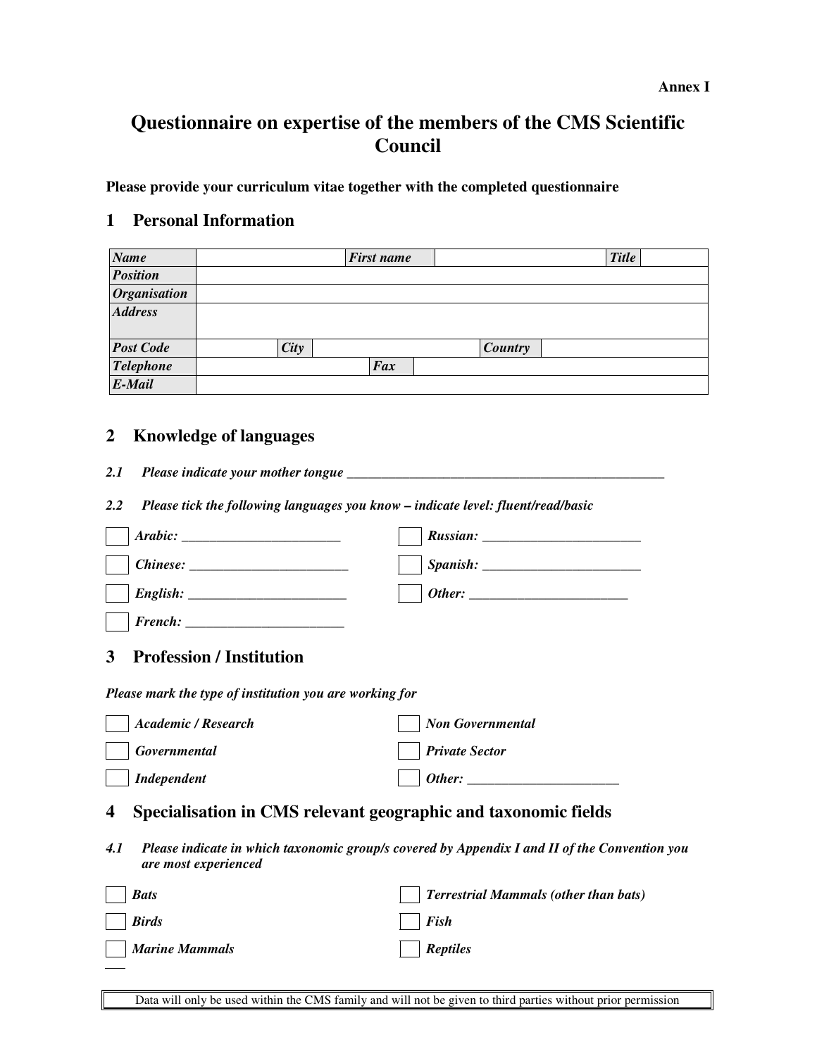**Annex I**

# Questionnaire on expertise of the members of the CMS Scientific Council

**Please provide your curriculum vitae together with the completed questionnaire**

## 1 Personal Information

| ***Name*** | | ***First name*** | | ***Title*** | |
|---|---|---|---|---|---|
| ***Position*** | | | | | |
| ***Organisation*** | | | | | |
| ***Address*** | | | | | |
| ***Post Code*** | | ***City*** | | ***Country*** | |
| ***Telephone*** | | ***Fax*** | | | |
| ***E-Mail*** | | | | | |

## 2 Knowledge of languages

***2.1 Please indicate your mother tongue ___________________________________________________***

***2.2 Please tick the following languages you know – indicate level: fluent/read/basic***

- [ ] ***Arabic: _______________________***
- [ ] ***Chinese: _______________________***
- [ ] ***English: _______________________***
- [ ] ***French: _______________________***
- [ ] ***Russian: _______________________***
- [ ] ***Spanish: _______________________***
- [ ] ***Other: _______________________***

## 3 Profession / Institution

***Please mark the type of institution you are working for***

- [ ] ***Academic / Research***
- [ ] ***Governmental***
- [ ] ***Independent***
- [ ] ***Non Governmental***
- [ ] ***Private Sector***
- [ ] ***Other: ______________________***

## 4 Specialisation in CMS relevant geographic and taxonomic fields

***4.1 Please indicate in which taxonomic group/s covered by Appendix I and II of the Convention you are most experienced***

- [ ] ***Bats***
- [ ] ***Birds***
- [ ] ***Marine Mammals***
- [ ] ***Terrestrial Mammals (other than bats)***
- [ ] ***Fish***
- [ ] ***Reptiles***

Data will only be used within the CMS family and will not be given to third parties without prior permission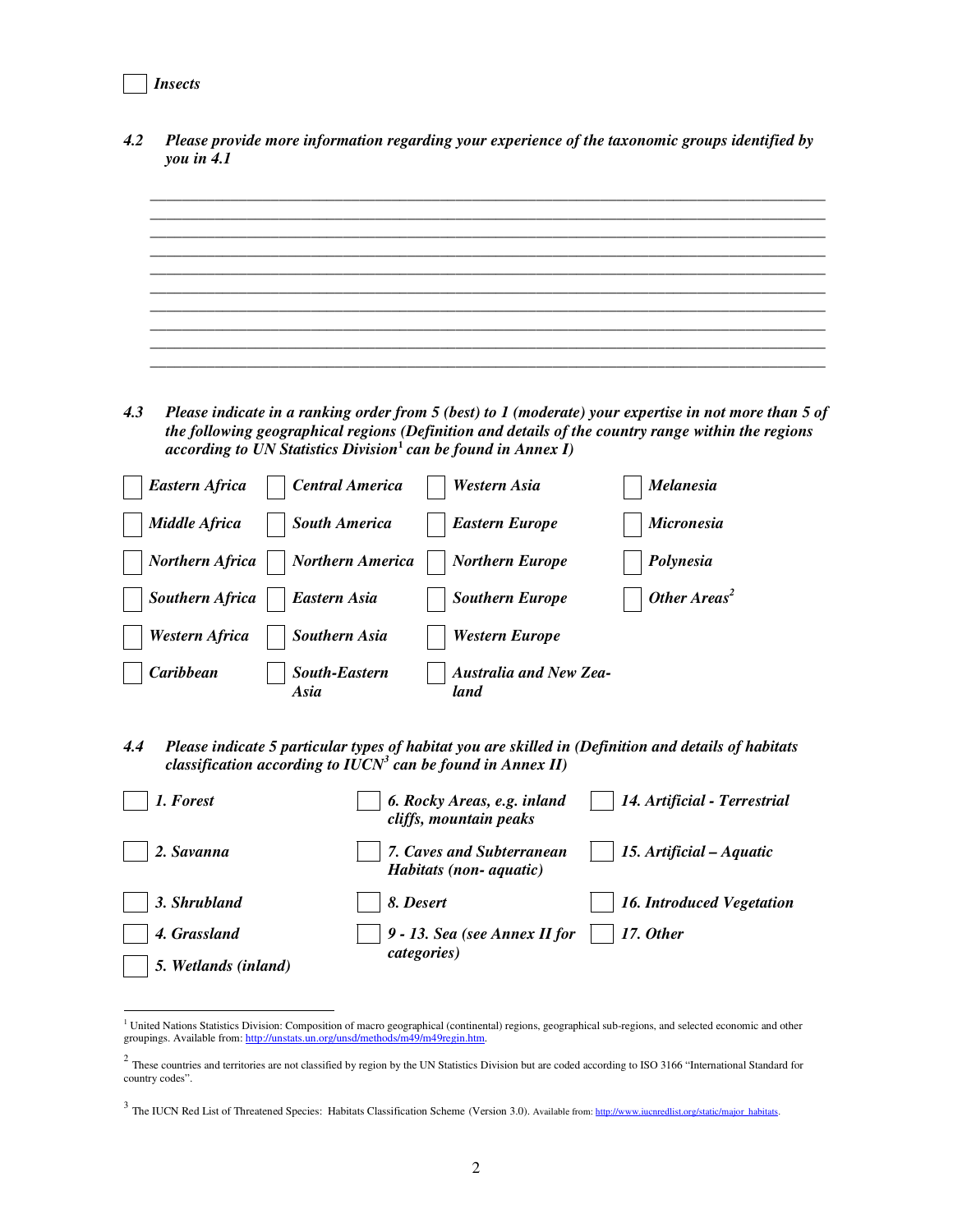- [ ] *Insects*

**4.2 *Please provide more information regarding your experience of the taxonomic groups identified by you in 4.1***

______________________________________________________________________________
______________________________________________________________________________
______________________________________________________________________________
______________________________________________________________________________
______________________________________________________________________________
______________________________________________________________________________
______________________________________________________________________________
______________________________________________________________________________
______________________________________________________________________________
______________________________________________________________________________

**4.3 *Please indicate in a ranking order from 5 (best) to 1 (moderate) your expertise in not more than 5 of the following geographical regions (Definition and details of the country range within the regions according to UN Statistics Division[1] can be found in Annex I)***

| | | | |
|---|---|---|---|
| ☐ ***Eastern Africa*** | ☐ ***Central America*** | ☐ ***Western Asia*** | ☐ ***Melanesia*** |
| ☐ ***Middle Africa*** | ☐ ***South America*** | ☐ ***Eastern Europe*** | ☐ ***Micronesia*** |
| ☐ ***Northern Africa*** | ☐ ***Northern America*** | ☐ ***Northern Europe*** | ☐ ***Polynesia*** |
| ☐ ***Southern Africa*** | ☐ ***Eastern Asia*** | ☐ ***Southern Europe*** | ☐ ***Other Areas[2]*** |
| ☐ ***Western Africa*** | ☐ ***Southern Asia*** | ☐ ***Western Europe*** | |
| ☐ ***Caribbean*** | ☐ ***South-Eastern Asia*** | ☐ ***Australia and New Zealand*** | |

**4.4 *Please indicate 5 particular types of habitat you are skilled in (Definition and details of habitats classification according to IUCN[3] can be found in Annex II)***

| | | |
|---|---|---|
| ☐ ***1. Forest*** | ☐ ***6. Rocky Areas, e.g. inland cliffs, mountain peaks*** | ☐ ***14. Artificial - Terrestrial*** |
| ☐ ***2. Savanna*** | ☐ ***7. Caves and Subterranean Habitats (non- aquatic)*** | ☐ ***15. Artificial – Aquatic*** |
| ☐ ***3. Shrubland*** | ☐ ***8. Desert*** | ☐ ***16. Introduced Vegetation*** |
| ☐ ***4. Grassland*** | ☐ ***9 - 13. Sea (see Annex II for categories)*** | ☐ ***17. Other*** |
| ☐ ***5. Wetlands (inland)*** | | |

---

[1] United Nations Statistics Division: Composition of macro geographical (continental) regions, geographical sub-regions, and selected economic and other groupings. Available from: http://unstats.un.org/unsd/methods/m49/m49regin.htm.

[2] These countries and territories are not classified by region by the UN Statistics Division but are coded according to ISO 3166 "International Standard for country codes".

[3] The IUCN Red List of Threatened Species: Habitats Classification Scheme (Version 3.0). Available from: http://www.iucnredlist.org/static/major_habitats.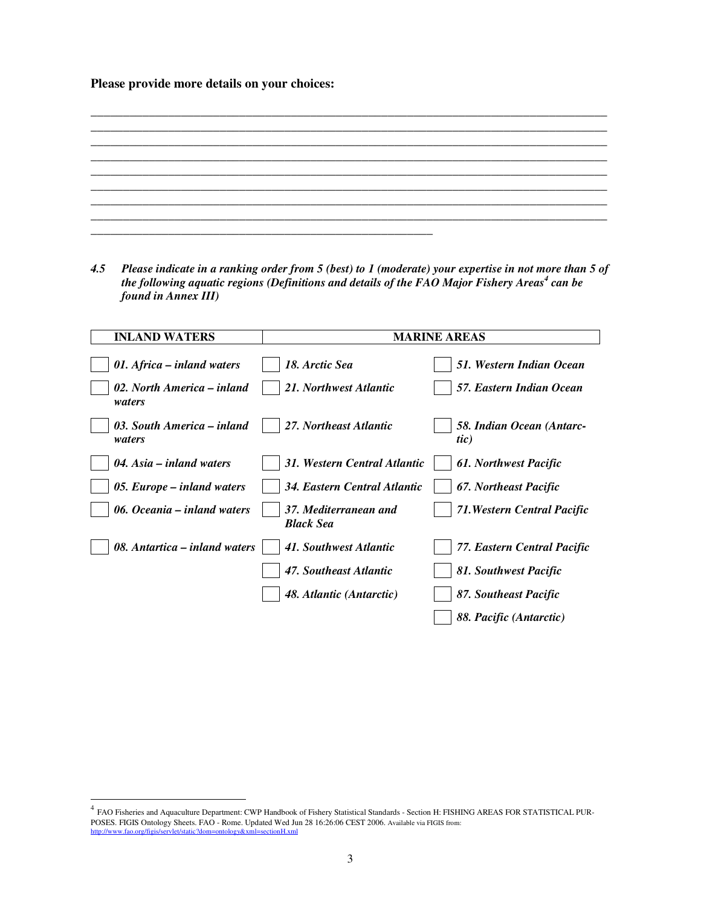**Please provide more details on your choices:**

_______________________________________________________________________________
_______________________________________________________________________________
_______________________________________________________________________________
_______________________________________________________________________________
_______________________________________________________________________________
_______________________________________________________________________________
_______________________________________________________________________________
_______________________________________________________________________________
_____________________________________________________

***4.5 Please indicate in a ranking order from 5 (best) to 1 (moderate) your expertise in not more than 5 of the following aquatic regions (Definitions and details of the FAO Major Fishery Areas[4] can be found in Annex III)***

| INLAND WATERS | MARINE AREAS | |
|---|---|---|
| ☐ ***01. Africa – inland waters*** | ☐ ***18. Arctic Sea*** | ☐ ***51. Western Indian Ocean*** |
| ☐ ***02. North America – inland waters*** | ☐ ***21. Northwest Atlantic*** | ☐ ***57. Eastern Indian Ocean*** |
| ☐ ***03. South America – inland waters*** | ☐ ***27. Northeast Atlantic*** | ☐ ***58. Indian Ocean (Antarctic)*** |
| ☐ ***04. Asia – inland waters*** | ☐ ***31. Western Central Atlantic*** | ☐ ***61. Northwest Pacific*** |
| ☐ ***05. Europe – inland waters*** | ☐ ***34. Eastern Central Atlantic*** | ☐ ***67. Northeast Pacific*** |
| ☐ ***06. Oceania – inland waters*** | ☐ ***37. Mediterranean and Black Sea*** | ☐ ***71.Western Central Pacific*** |
| ☐ ***08. Antartica – inland waters*** | ☐ ***41. Southwest Atlantic*** | ☐ ***77. Eastern Central Pacific*** |
| | ☐ ***47. Southeast Atlantic*** | ☐ ***81. Southwest Pacific*** |
| | ☐ ***48. Atlantic (Antarctic)*** | ☐ ***87. Southeast Pacific*** |
| | | ☐ ***88. Pacific (Antarctic)*** |

[4] FAO Fisheries and Aquaculture Department: CWP Handbook of Fishery Statistical Standards - Section H: FISHING AREAS FOR STATISTICAL PURPOSES. FIGIS Ontology Sheets. FAO - Rome. Updated Wed Jun 28 16:26:06 CEST 2006. Available via FIGIS from: http://www.fao.org/figis/servlet/static?dom=ontology&xml=sectionH.xml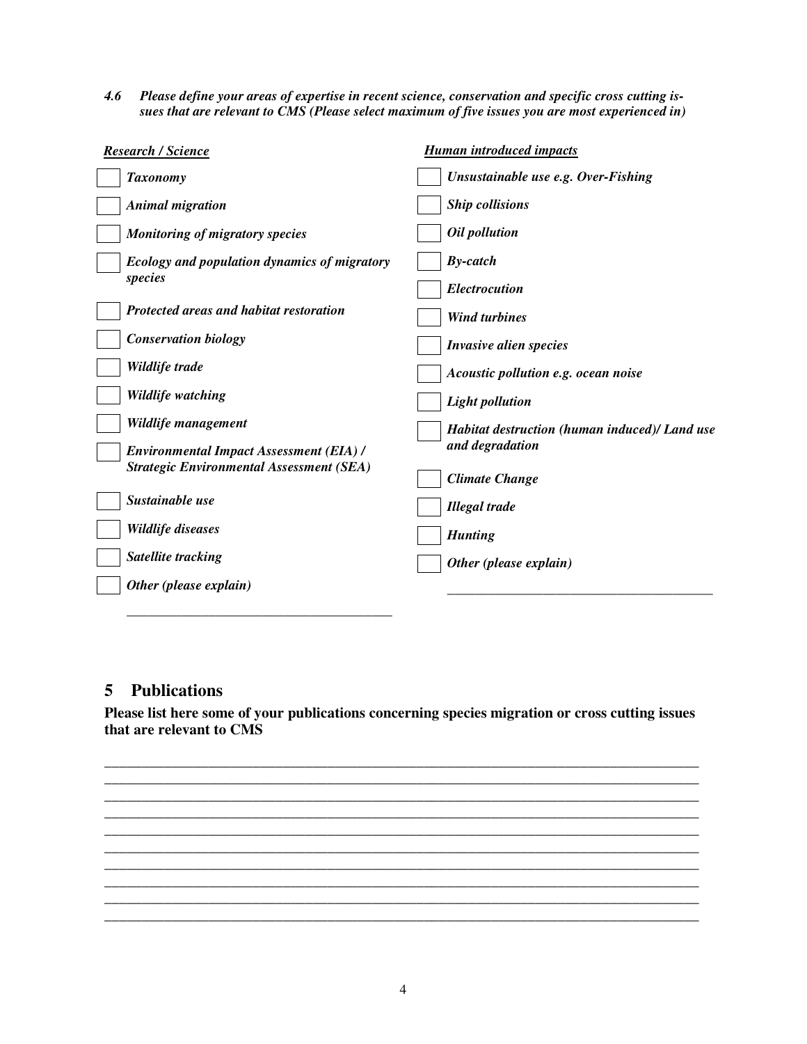***4.6 Please define your areas of expertise in recent science, conservation and specific cross cutting issues that are relevant to CMS (Please select maximum of five issues you are most experienced in)***

***<u>Research / Science</u>***

- [ ] ***Taxonomy***
- [ ] ***Animal migration***
- [ ] ***Monitoring of migratory species***
- [ ] ***Ecology and population dynamics of migratory species***
- [ ] ***Protected areas and habitat restoration***
- [ ] ***Conservation biology***
- [ ] ***Wildlife trade***
- [ ] ***Wildlife watching***
- [ ] ***Wildlife management***
- [ ] ***Environmental Impact Assessment (EIA) / Strategic Environmental Assessment (SEA)***
- [ ] ***Sustainable use***
- [ ] ***Wildlife diseases***
- [ ] ***Satellite tracking***
- [ ] ***Other (please explain)***

\_\_\_\_\_\_\_\_\_\_\_\_\_\_\_\_\_\_\_\_\_\_\_\_\_\_\_\_\_\_\_\_\_\_\_\_\_\_\_\_

***<u>Human introduced impacts</u>***

- [ ] ***Unsustainable use e.g. Over-Fishing***
- [ ] ***Ship collisions***
- [ ] ***Oil pollution***
- [ ] ***By-catch***
- [ ] ***Electrocution***
- [ ] ***Wind turbines***
- [ ] ***Invasive alien species***
- [ ] ***Acoustic pollution e.g. ocean noise***
- [ ] ***Light pollution***
- [ ] ***Habitat destruction (human induced)/ Land use and degradation***
- [ ] ***Climate Change***
- [ ] ***Illegal trade***
- [ ] ***Hunting***
- [ ] ***Other (please explain)***

\_\_\_\_\_\_\_\_\_\_\_\_\_\_\_\_\_\_\_\_\_\_\_\_\_\_\_\_\_\_\_\_\_\_\_\_\_\_\_\_

## 5 Publications

**Please list here some of your publications concerning species migration or cross cutting issues that are relevant to CMS**

\_\_\_\_\_\_\_\_\_\_\_\_\_\_\_\_\_\_\_\_\_\_\_\_\_\_\_\_\_\_\_\_\_\_\_\_\_\_\_\_\_\_\_\_\_\_\_\_\_\_\_\_\_\_\_\_\_\_\_\_\_\_\_\_\_\_\_\_\_\_\_\_\_\_\_\_\_\_\_\_

\_\_\_\_\_\_\_\_\_\_\_\_\_\_\_\_\_\_\_\_\_\_\_\_\_\_\_\_\_\_\_\_\_\_\_\_\_\_\_\_\_\_\_\_\_\_\_\_\_\_\_\_\_\_\_\_\_\_\_\_\_\_\_\_\_\_\_\_\_\_\_\_\_\_\_\_\_\_\_\_

\_\_\_\_\_\_\_\_\_\_\_\_\_\_\_\_\_\_\_\_\_\_\_\_\_\_\_\_\_\_\_\_\_\_\_\_\_\_\_\_\_\_\_\_\_\_\_\_\_\_\_\_\_\_\_\_\_\_\_\_\_\_\_\_\_\_\_\_\_\_\_\_\_\_\_\_\_\_\_\_

\_\_\_\_\_\_\_\_\_\_\_\_\_\_\_\_\_\_\_\_\_\_\_\_\_\_\_\_\_\_\_\_\_\_\_\_\_\_\_\_\_\_\_\_\_\_\_\_\_\_\_\_\_\_\_\_\_\_\_\_\_\_\_\_\_\_\_\_\_\_\_\_\_\_\_\_\_\_\_\_

\_\_\_\_\_\_\_\_\_\_\_\_\_\_\_\_\_\_\_\_\_\_\_\_\_\_\_\_\_\_\_\_\_\_\_\_\_\_\_\_\_\_\_\_\_\_\_\_\_\_\_\_\_\_\_\_\_\_\_\_\_\_\_\_\_\_\_\_\_\_\_\_\_\_\_\_\_\_\_\_

\_\_\_\_\_\_\_\_\_\_\_\_\_\_\_\_\_\_\_\_\_\_\_\_\_\_\_\_\_\_\_\_\_\_\_\_\_\_\_\_\_\_\_\_\_\_\_\_\_\_\_\_\_\_\_\_\_\_\_\_\_\_\_\_\_\_\_\_\_\_\_\_\_\_\_\_\_\_\_\_

\_\_\_\_\_\_\_\_\_\_\_\_\_\_\_\_\_\_\_\_\_\_\_\_\_\_\_\_\_\_\_\_\_\_\_\_\_\_\_\_\_\_\_\_\_\_\_\_\_\_\_\_\_\_\_\_\_\_\_\_\_\_\_\_\_\_\_\_\_\_\_\_\_\_\_\_\_\_\_\_

\_\_\_\_\_\_\_\_\_\_\_\_\_\_\_\_\_\_\_\_\_\_\_\_\_\_\_\_\_\_\_\_\_\_\_\_\_\_\_\_\_\_\_\_\_\_\_\_\_\_\_\_\_\_\_\_\_\_\_\_\_\_\_\_\_\_\_\_\_\_\_\_\_\_\_\_\_\_\_\_

\_\_\_\_\_\_\_\_\_\_\_\_\_\_\_\_\_\_\_\_\_\_\_\_\_\_\_\_\_\_\_\_\_\_\_\_\_\_\_\_\_\_\_\_\_\_\_\_\_\_\_\_\_\_\_\_\_\_\_\_\_\_\_\_\_\_\_\_\_\_\_\_\_\_\_\_\_\_\_\_

\_\_\_\_\_\_\_\_\_\_\_\_\_\_\_\_\_\_\_\_\_\_\_\_\_\_\_\_\_\_\_\_\_\_\_\_\_\_\_\_\_\_\_\_\_\_\_\_\_\_\_\_\_\_\_\_\_\_\_\_\_\_\_\_\_\_\_\_\_\_\_\_\_\_\_\_\_\_\_\_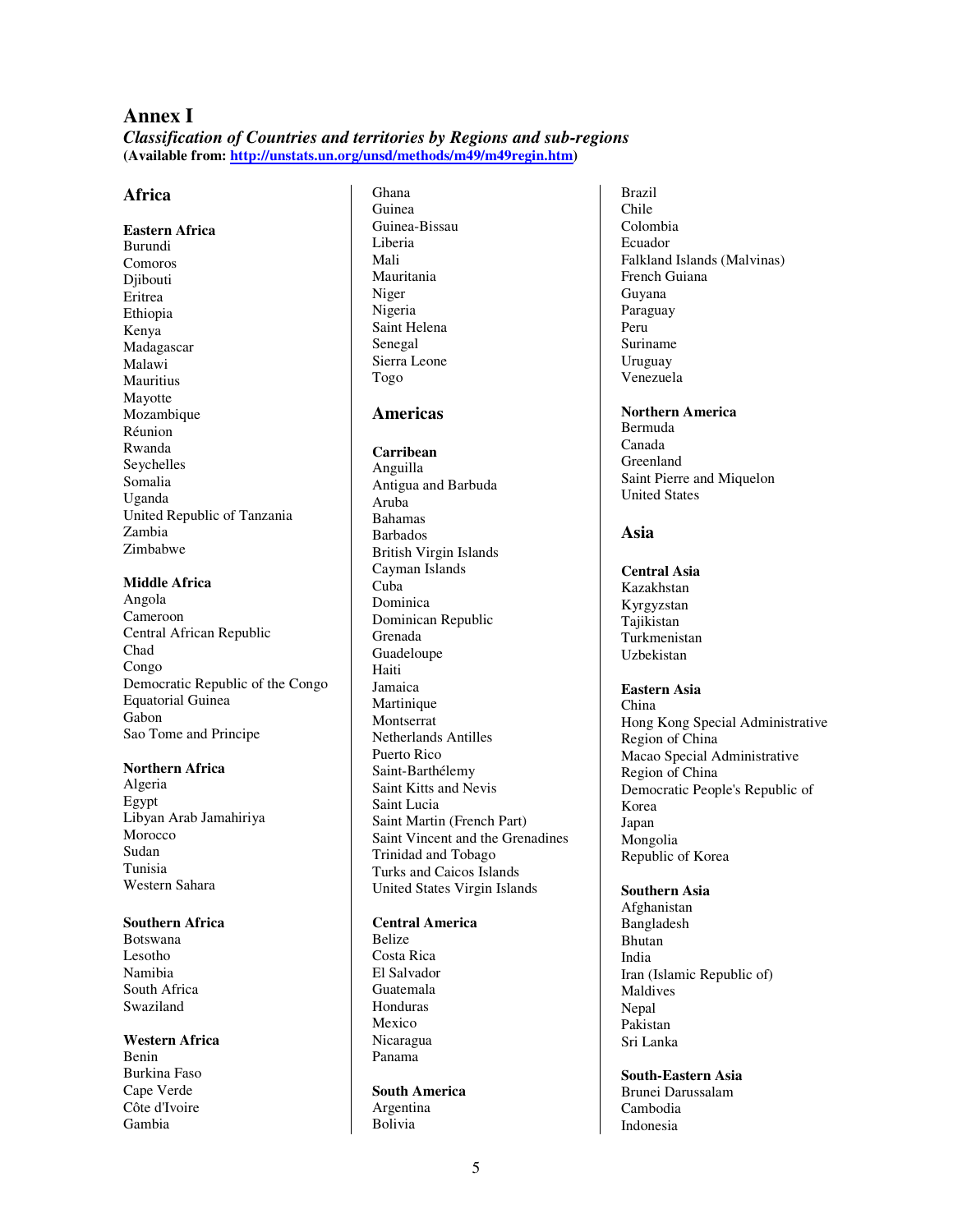# Annex I

***Classification of Countries and territories by Regions and sub-regions***
**(Available from: http://unstats.un.org/unsd/methods/m49/m49regin.htm)**

## Africa

**Eastern Africa**
Burundi
Comoros
Djibouti
Eritrea
Ethiopia
Kenya
Madagascar
Malawi
Mauritius
Mayotte
Mozambique
Réunion
Rwanda
Seychelles
Somalia
Uganda
United Republic of Tanzania
Zambia
Zimbabwe

**Middle Africa**
Angola
Cameroon
Central African Republic
Chad
Congo
Democratic Republic of the Congo
Equatorial Guinea
Gabon
Sao Tome and Principe

**Northern Africa**
Algeria
Egypt
Libyan Arab Jamahiriya
Morocco
Sudan
Tunisia
Western Sahara

**Southern Africa**
Botswana
Lesotho
Namibia
South Africa
Swaziland

**Western Africa**
Benin
Burkina Faso
Cape Verde
Côte d'Ivoire
Gambia
Ghana
Guinea
Guinea-Bissau
Liberia
Mali
Mauritania
Niger
Nigeria
Saint Helena
Senegal
Sierra Leone
Togo

## Americas

**Carribean**
Anguilla
Antigua and Barbuda
Aruba
Bahamas
Barbados
British Virgin Islands
Cayman Islands
Cuba
Dominica
Dominican Republic
Grenada
Guadeloupe
Haiti
Jamaica
Martinique
Montserrat
Netherlands Antilles
Puerto Rico
Saint-Barthélemy
Saint Kitts and Nevis
Saint Lucia
Saint Martin (French Part)
Saint Vincent and the Grenadines
Trinidad and Tobago
Turks and Caicos Islands
United States Virgin Islands

**Central America**
Belize
Costa Rica
El Salvador
Guatemala
Honduras
Mexico
Nicaragua
Panama

**South America**
Argentina
Bolivia
Brazil
Chile
Colombia
Ecuador
Falkland Islands (Malvinas)
French Guiana
Guyana
Paraguay
Peru
Suriname
Uruguay
Venezuela

**Northern America**
Bermuda
Canada
Greenland
Saint Pierre and Miquelon
United States

## Asia

**Central Asia**
Kazakhstan
Kyrgyzstan
Tajikistan
Turkmenistan
Uzbekistan

**Eastern Asia**
China
Hong Kong Special Administrative Region of China
Macao Special Administrative Region of China
Democratic People's Republic of Korea
Japan
Mongolia
Republic of Korea

**Southern Asia**
Afghanistan
Bangladesh
Bhutan
India
Iran (Islamic Republic of)
Maldives
Nepal
Pakistan
Sri Lanka

**South-Eastern Asia**
Brunei Darussalam
Cambodia
Indonesia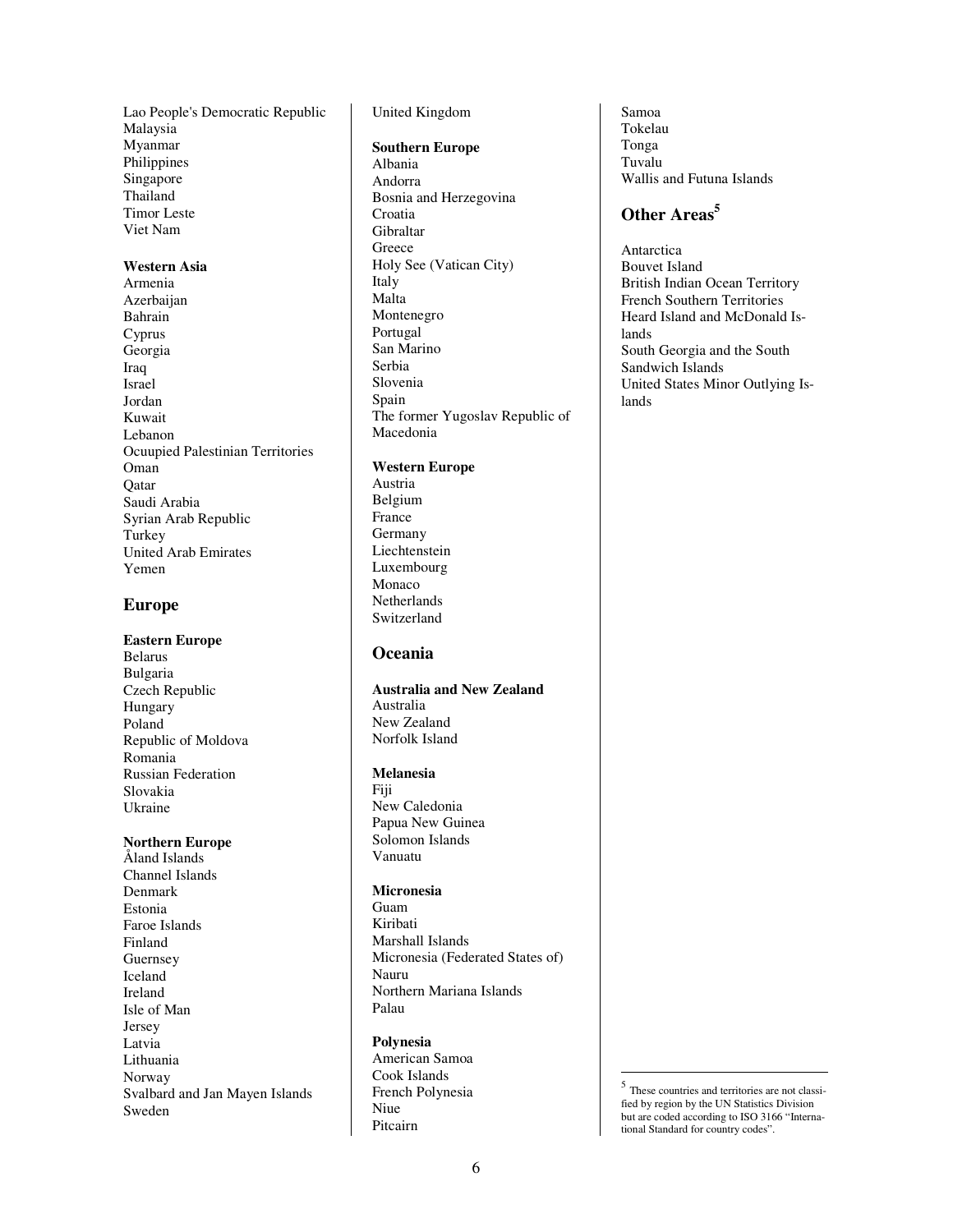Lao People's Democratic Republic
Malaysia
Myanmar
Philippines
Singapore
Thailand
Timor Leste
Viet Nam

**Western Asia**
Armenia
Azerbaijan
Bahrain
Cyprus
Georgia
Iraq
Israel
Jordan
Kuwait
Lebanon
Ocuupied Palestinian Territories
Oman
Qatar
Saudi Arabia
Syrian Arab Republic
Turkey
United Arab Emirates
Yemen

## Europe

**Eastern Europe**
Belarus
Bulgaria
Czech Republic
Hungary
Poland
Republic of Moldova
Romania
Russian Federation
Slovakia
Ukraine

**Northern Europe**
Åland Islands
Channel Islands
Denmark
Estonia
Faroe Islands
Finland
Guernsey
Iceland
Ireland
Isle of Man
Jersey
Latvia
Lithuania
Norway
Svalbard and Jan Mayen Islands
Sweden
United Kingdom

**Southern Europe**
Albania
Andorra
Bosnia and Herzegovina
Croatia
Gibraltar
Greece
Holy See (Vatican City)
Italy
Malta
Montenegro
Portugal
San Marino
Serbia
Slovenia
Spain
The former Yugoslav Republic of Macedonia

**Western Europe**
Austria
Belgium
France
Germany
Liechtenstein
Luxembourg
Monaco
Netherlands
Switzerland

## Oceania

**Australia and New Zealand**
Australia
New Zealand
Norfolk Island

**Melanesia**
Fiji
New Caledonia
Papua New Guinea
Solomon Islands
Vanuatu

**Micronesia**
Guam
Kiribati
Marshall Islands
Micronesia (Federated States of)
Nauru
Northern Mariana Islands
Palau

**Polynesia**
American Samoa
Cook Islands
French Polynesia
Niue
Pitcairn
Samoa
Tokelau
Tonga
Tuvalu
Wallis and Futuna Islands

## Other Areas[5]

Antarctica
Bouvet Island
British Indian Ocean Territory
French Southern Territories
Heard Island and McDonald Islands
South Georgia and the South Sandwich Islands
United States Minor Outlying Islands

[5] These countries and territories are not classified by region by the UN Statistics Division but are coded according to ISO 3166 "International Standard for country codes".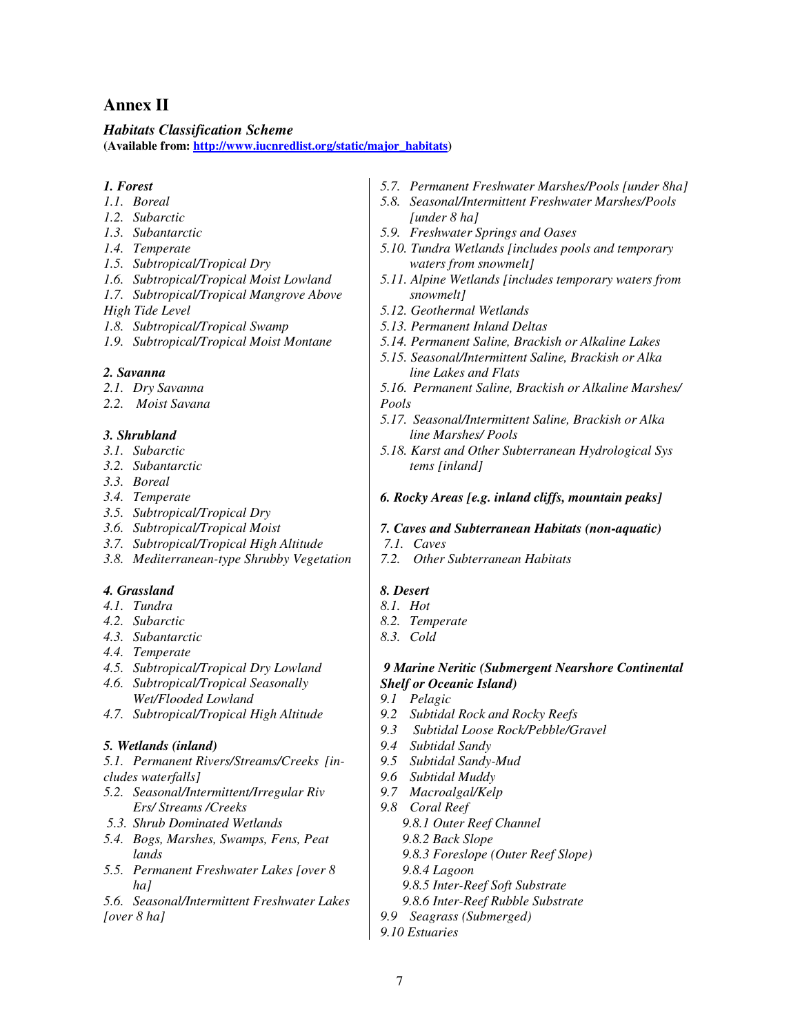## Annex II

***Habitats Classification Scheme***
**(Available from: http://www.iucnredlist.org/static/major_habitats)**

***1. Forest***

*1.1. Boreal*
*1.2. Subarctic*
*1.3. Subantarctic*
*1.4. Temperate*
*1.5. Subtropical/Tropical Dry*
*1.6. Subtropical/Tropical Moist Lowland*
*1.7. Subtropical/Tropical Mangrove Above High Tide Level*
*1.8. Subtropical/Tropical Swamp*
*1.9. Subtropical/Tropical Moist Montane*

***2. Savanna***

*2.1. Dry Savanna*
*2.2. Moist Savana*

***3. Shrubland***

*3.1. Subarctic*
*3.2. Subantarctic*
*3.3. Boreal*
*3.4. Temperate*
*3.5. Subtropical/Tropical Dry*
*3.6. Subtropical/Tropical Moist*
*3.7. Subtropical/Tropical High Altitude*
*3.8. Mediterranean-type Shrubby Vegetation*

***4. Grassland***

*4.1. Tundra*
*4.2. Subarctic*
*4.3. Subantarctic*
*4.4. Temperate*
*4.5. Subtropical/Tropical Dry Lowland*
*4.6. Subtropical/Tropical Seasonally Wet/Flooded Lowland*
*4.7. Subtropical/Tropical High Altitude*

***5. Wetlands (inland)***

*5.1. Permanent Rivers/Streams/Creeks [includes waterfalls]*
*5.2. Seasonal/Intermittent/Irregular Rivers/ Streams /Creeks*
*5.3. Shrub Dominated Wetlands*
*5.4. Bogs, Marshes, Swamps, Fens, Peatlands*
*5.5. Permanent Freshwater Lakes [over 8 ha]*
*5.6. Seasonal/Intermittent Freshwater Lakes [over 8 ha]*
*5.7. Permanent Freshwater Marshes/Pools [under 8ha]*
*5.8. Seasonal/Intermittent Freshwater Marshes/Pools [under 8 ha]*
*5.9. Freshwater Springs and Oases*
*5.10. Tundra Wetlands [includes pools and temporary waters from snowmelt]*
*5.11. Alpine Wetlands [includes temporary waters from snowmelt]*
*5.12. Geothermal Wetlands*
*5.13. Permanent Inland Deltas*
*5.14. Permanent Saline, Brackish or Alkaline Lakes*
*5.15. Seasonal/Intermittent Saline, Brackish or Alkaline Lakes and Flats*
*5.16. Permanent Saline, Brackish or Alkaline Marshes/ Pools*
*5.17. Seasonal/Intermittent Saline, Brackish or Alkaline Marshes/ Pools*
*5.18. Karst and Other Subterranean Hydrological Systems [inland]*

***6. Rocky Areas [e.g. inland cliffs, mountain peaks]***

***7. Caves and Subterranean Habitats (non-aquatic)***

*7.1. Caves*
*7.2. Other Subterranean Habitats*

***8. Desert***

*8.1. Hot*
*8.2. Temperate*
*8.3. Cold*

***9 Marine Neritic (Submergent Nearshore Continental Shelf or Oceanic Island)***

*9.1 Pelagic*
*9.2 Subtidal Rock and Rocky Reefs*
*9.3 Subtidal Loose Rock/Pebble/Gravel*
*9.4 Subtidal Sandy*
*9.5 Subtidal Sandy-Mud*
*9.6 Subtidal Muddy*
*9.7 Macroalgal/Kelp*
*9.8 Coral Reef*
- *9.8.1 Outer Reef Channel*
- *9.8.2 Back Slope*
- *9.8.3 Foreslope (Outer Reef Slope)*
- *9.8.4 Lagoon*
- *9.8.5 Inter-Reef Soft Substrate*
- *9.8.6 Inter-Reef Rubble Substrate*

*9.9 Seagrass (Submerged)*
*9.10 Estuaries*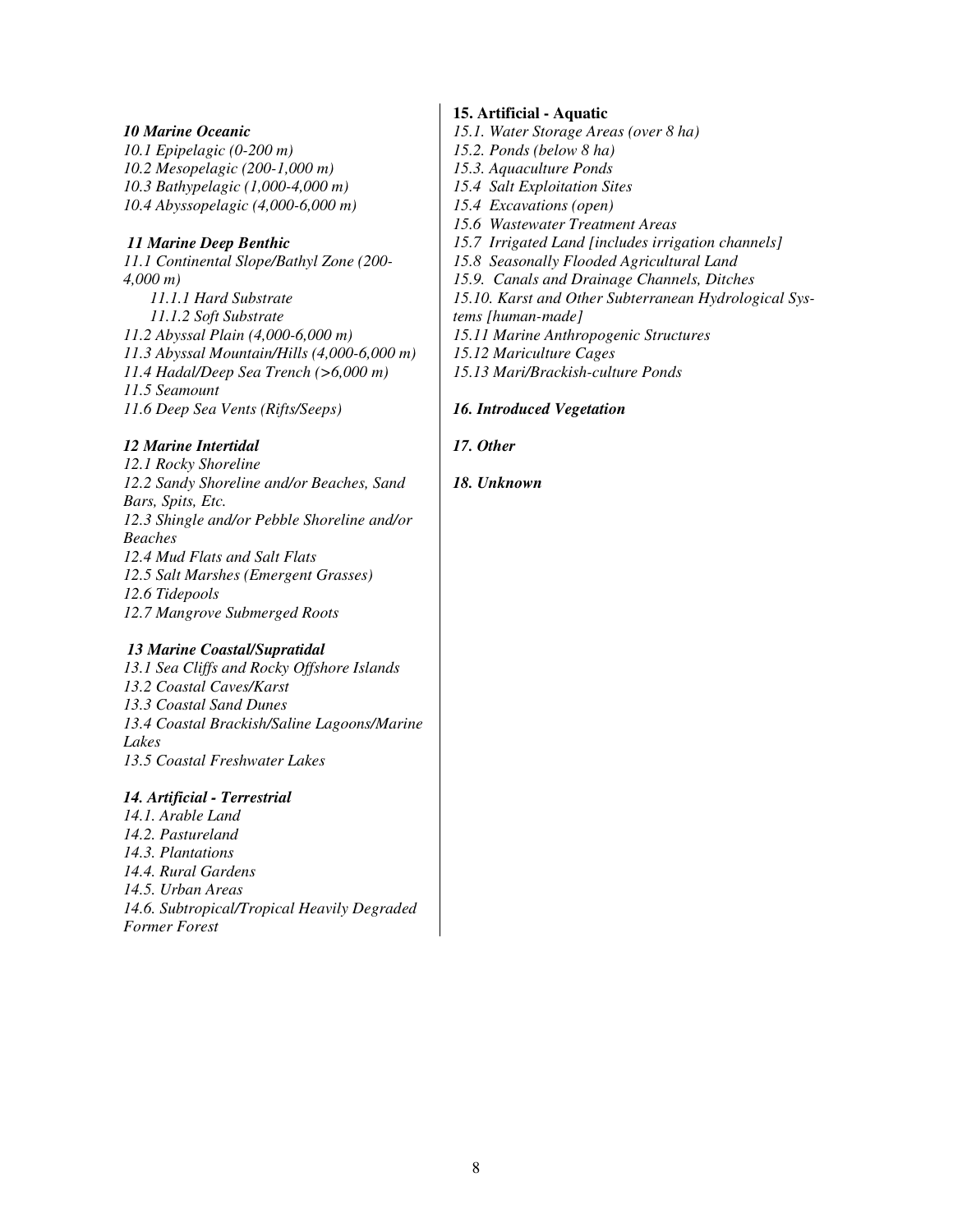***10 Marine Oceanic***

*10.1 Epipelagic (0-200 m)*
*10.2 Mesopelagic (200-1,000 m)*
*10.3 Bathypelagic (1,000-4,000 m)*
*10.4 Abyssopelagic (4,000-6,000 m)*

***11 Marine Deep Benthic***

*11.1 Continental Slope/Bathyl Zone (200-4,000 m)*
  *11.1.1 Hard Substrate*
  *11.1.2 Soft Substrate*
*11.2 Abyssal Plain (4,000-6,000 m)*
*11.3 Abyssal Mountain/Hills (4,000-6,000 m)*
*11.4 Hadal/Deep Sea Trench (>6,000 m)*
*11.5 Seamount*
*11.6 Deep Sea Vents (Rifts/Seeps)*

***12 Marine Intertidal***

*12.1 Rocky Shoreline*
*12.2 Sandy Shoreline and/or Beaches, Sand Bars, Spits, Etc.*
*12.3 Shingle and/or Pebble Shoreline and/or Beaches*
*12.4 Mud Flats and Salt Flats*
*12.5 Salt Marshes (Emergent Grasses)*
*12.6 Tidepools*
*12.7 Mangrove Submerged Roots*

***13 Marine Coastal/Supratidal***

*13.1 Sea Cliffs and Rocky Offshore Islands*
*13.2 Coastal Caves/Karst*
*13.3 Coastal Sand Dunes*
*13.4 Coastal Brackish/Saline Lagoons/Marine Lakes*
*13.5 Coastal Freshwater Lakes*

***14. Artificial - Terrestrial***

*14.1. Arable Land*
*14.2. Pastureland*
*14.3. Plantations*
*14.4. Rural Gardens*
*14.5. Urban Areas*
*14.6. Subtropical/Tropical Heavily Degraded Former Forest*

**15. Artificial - Aquatic**

*15.1. Water Storage Areas (over 8 ha)*
*15.2. Ponds (below 8 ha)*
*15.3. Aquaculture Ponds*
*15.4 Salt Exploitation Sites*
*15.4 Excavations (open)*
*15.6 Wastewater Treatment Areas*
*15.7 Irrigated Land [includes irrigation channels]*
*15.8 Seasonally Flooded Agricultural Land*
*15.9. Canals and Drainage Channels, Ditches*
*15.10. Karst and Other Subterranean Hydrological Systems [human-made]*
*15.11 Marine Anthropogenic Structures*
*15.12 Mariculture Cages*
*15.13 Mari/Brackish-culture Ponds*

***16. Introduced Vegetation***

***17. Other***

***18. Unknown***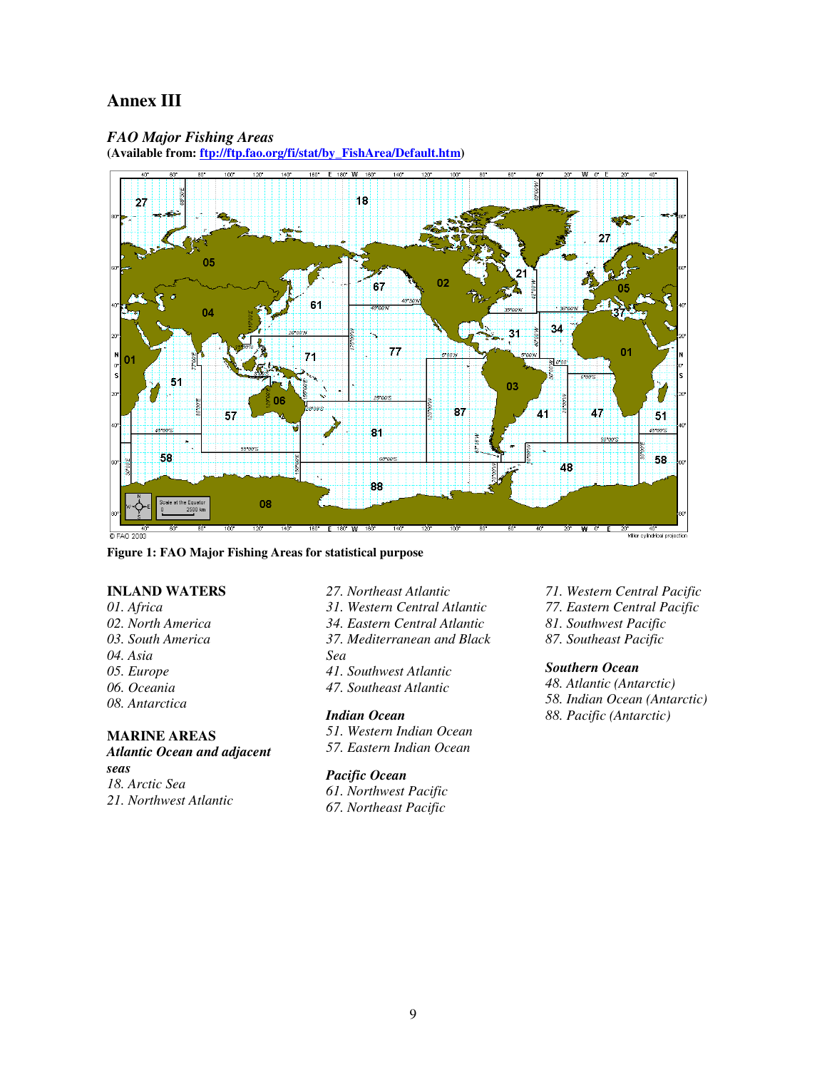# Annex III

### *FAO Major Fishing Areas*

**(Available from: [ftp://ftp.fao.org/fi/stat/by_FishArea/Default.htm](ftp://ftp.fao.org/fi/stat/by_FishArea/Default.htm))**

**Figure 1: FAO Major Fishing Areas for statistical purpose**

**INLAND WATERS**

*01. Africa*
*02. North America*
*03. South America*
*04. Asia*
*05. Europe*
*06. Oceania*
*08. Antarctica*

**MARINE AREAS**

***Atlantic Ocean and adjacent seas***

*18. Arctic Sea*
*21. Northwest Atlantic*
*27. Northeast Atlantic*
*31. Western Central Atlantic*
*34. Eastern Central Atlantic*
*37. Mediterranean and Black Sea*
*41. Southwest Atlantic*
*47. Southeast Atlantic*

***Indian Ocean***

*51. Western Indian Ocean*
*57. Eastern Indian Ocean*

***Pacific Ocean***

*61. Northwest Pacific*
*67. Northeast Pacific*
*71. Western Central Pacific*
*77. Eastern Central Pacific*
*81. Southwest Pacific*
*87. Southeast Pacific*

***Southern Ocean***

*48. Atlantic (Antarctic)*
*58. Indian Ocean (Antarctic)*
*88. Pacific (Antarctic)*